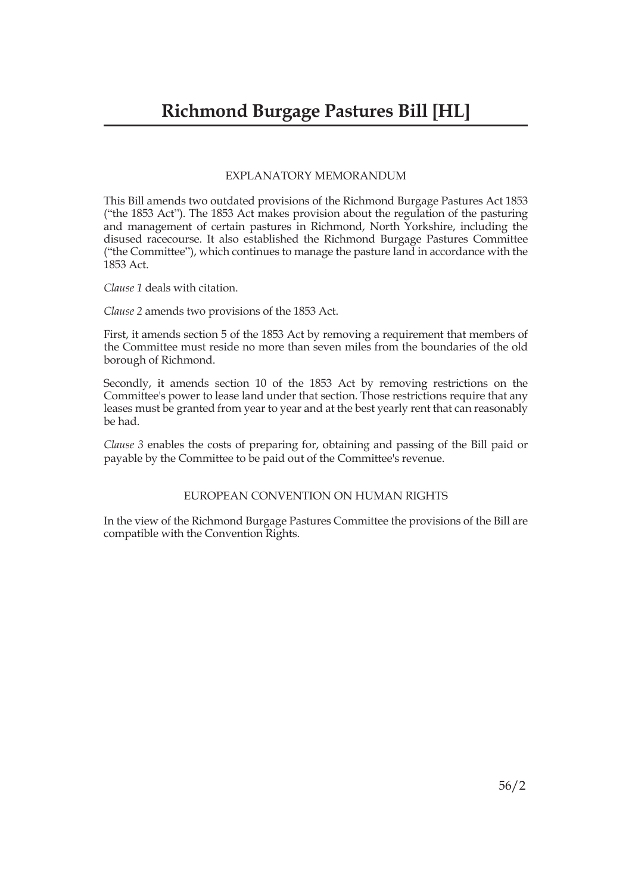# Richmond Burgage Pastures Bill [HL]

## EXPLANATORY MEMORANDUM

This Bill amends two outdated provisions of the Richmond Burgage Pastures Act 1853 ("the 1853 Act"). The 1853 Act makes provision about the regulation of the pasturing and management of certain pastures in Richmond, North Yorkshire, including the disused racecourse. It also established the Richmond Burgage Pastures Committee ("the Committee"), which continues to manage the pasture land in accordance with the 1853 Act.

*Clause 1* deals with citation.

*Clause 2* amends two provisions of the 1853 Act.

First, it amends section 5 of the 1853 Act by removing a requirement that members of the Committee must reside no more than seven miles from the boundaries of the old borough of Richmond.

Secondly, it amends section 10 of the 1853 Act by removing restrictions on the Committee's power to lease land under that section. Those restrictions require that any leases must be granted from year to year and at the best yearly rent that can reasonably be had.

*Clause 3* enables the costs of preparing for, obtaining and passing of the Bill paid or payable by the Committee to be paid out of the Committee's revenue.

## EUROPEAN CONVENTION ON HUMAN RIGHTS

In the view of the Richmond Burgage Pastures Committee the provisions of the Bill are compatible with the Convention Rights.

56/2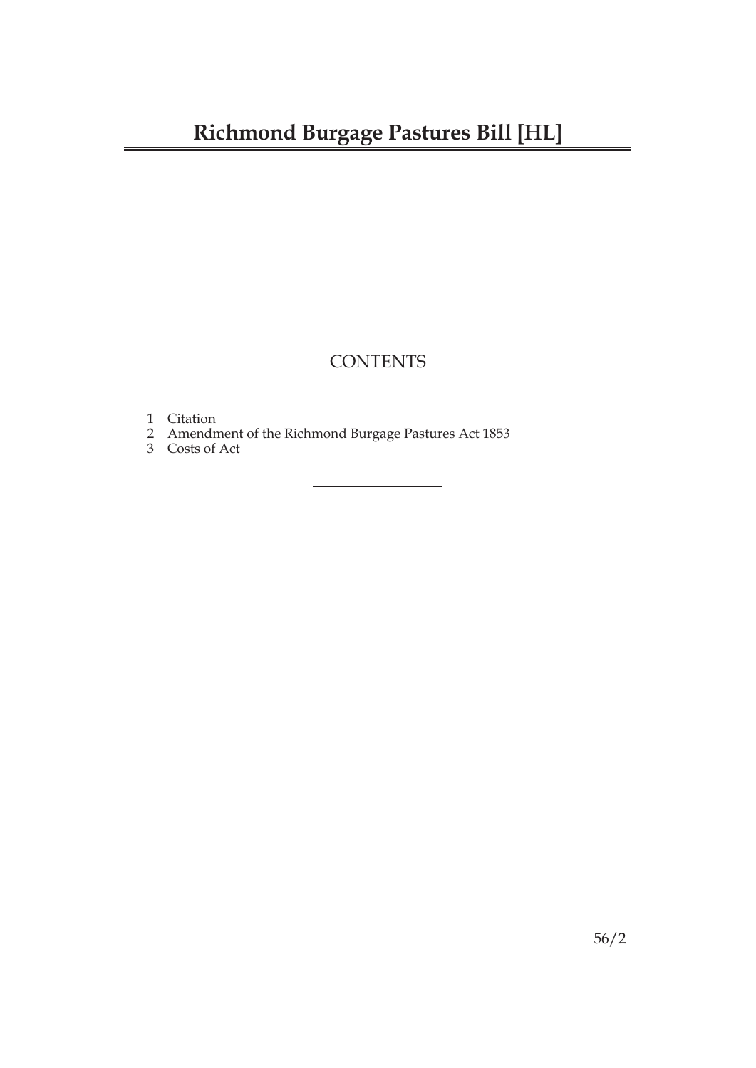# Richmond Burgage Pastures Bill [HL]

## CONTENTS

1 Citation
2 Amendment of the Richmond Burgage Pastures Act 1853
3 Costs of Act

---

56/2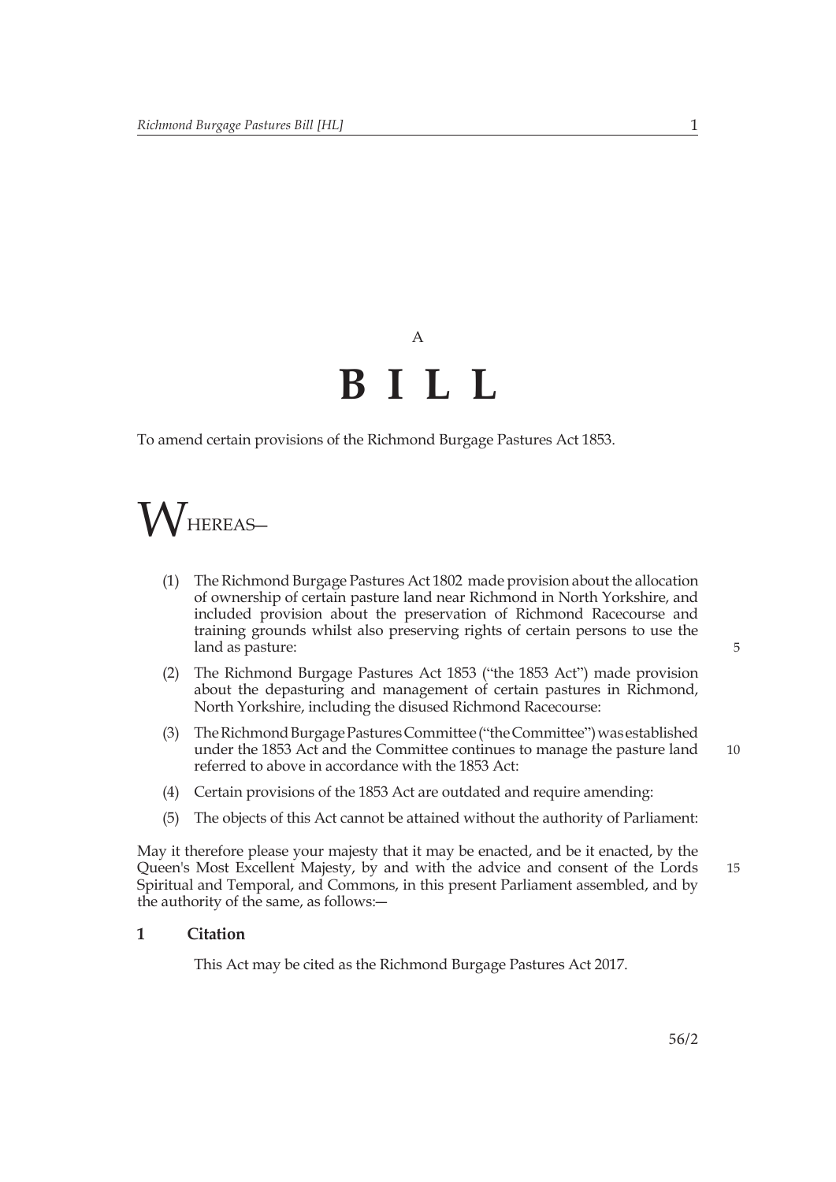A

# B I L L

To amend certain provisions of the Richmond Burgage Pastures Act 1853.

WHEREAS—

(1) The Richmond Burgage Pastures Act 1802 made provision about the allocation of ownership of certain pasture land near Richmond in North Yorkshire, and included provision about the preservation of Richmond Racecourse and training grounds whilst also preserving rights of certain persons to use the land as pasture:

(2) The Richmond Burgage Pastures Act 1853 ("the 1853 Act") made provision about the depasturing and management of certain pastures in Richmond, North Yorkshire, including the disused Richmond Racecourse:

(3) The Richmond Burgage Pastures Committee ("the Committee") was established under the 1853 Act and the Committee continues to manage the pasture land referred to above in accordance with the 1853 Act:

(4) Certain provisions of the 1853 Act are outdated and require amending:

(5) The objects of this Act cannot be attained without the authority of Parliament:

May it therefore please your majesty that it may be enacted, and be it enacted, by the Queen's Most Excellent Majesty, by and with the advice and consent of the Lords Spiritual and Temporal, and Commons, in this present Parliament assembled, and by the authority of the same, as follows:—

**1 Citation**

This Act may be cited as the Richmond Burgage Pastures Act 2017.

56/2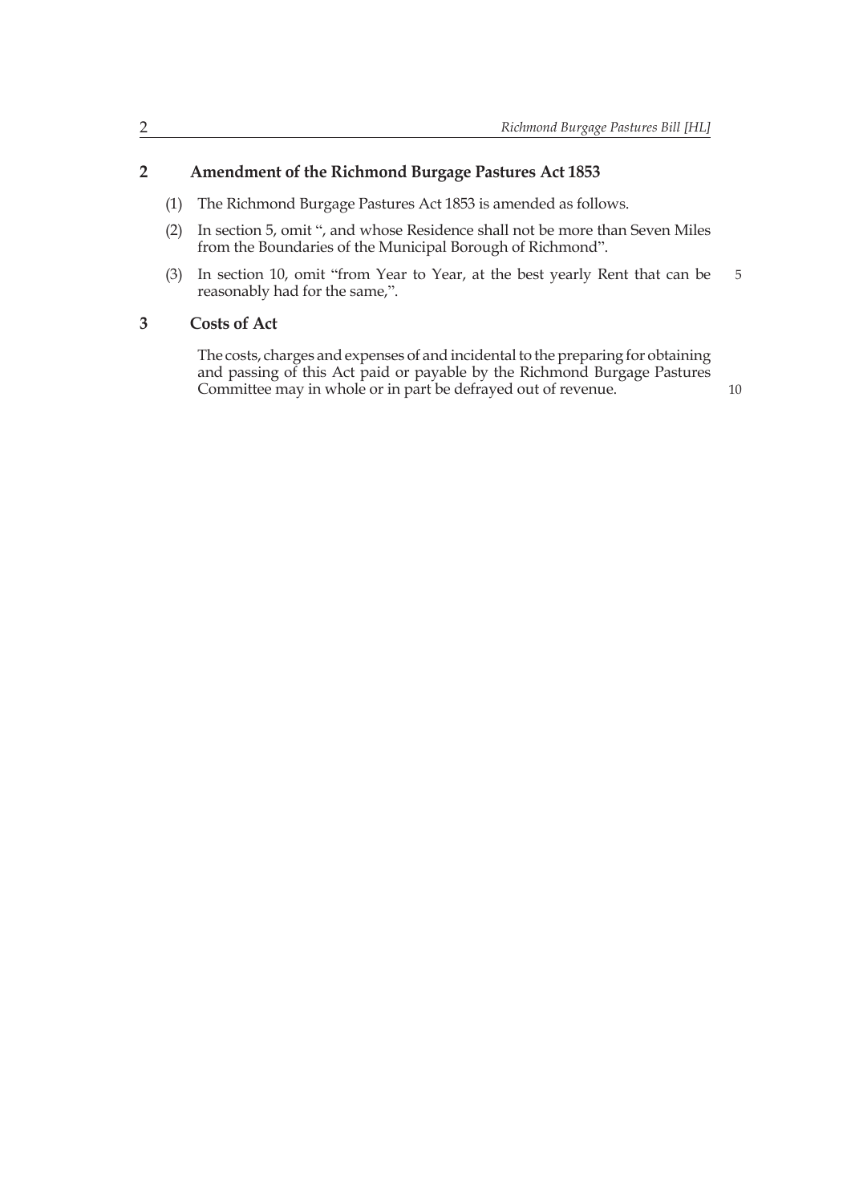## 2 Amendment of the Richmond Burgage Pastures Act 1853

(1) The Richmond Burgage Pastures Act 1853 is amended as follows.

(2) In section 5, omit ", and whose Residence shall not be more than Seven Miles from the Boundaries of the Municipal Borough of Richmond".

(3) In section 10, omit "from Year to Year, at the best yearly Rent that can be reasonably had for the same,".

## 3 Costs of Act

The costs, charges and expenses of and incidental to the preparing for obtaining and passing of this Act paid or payable by the Richmond Burgage Pastures Committee may in whole or in part be defrayed out of revenue.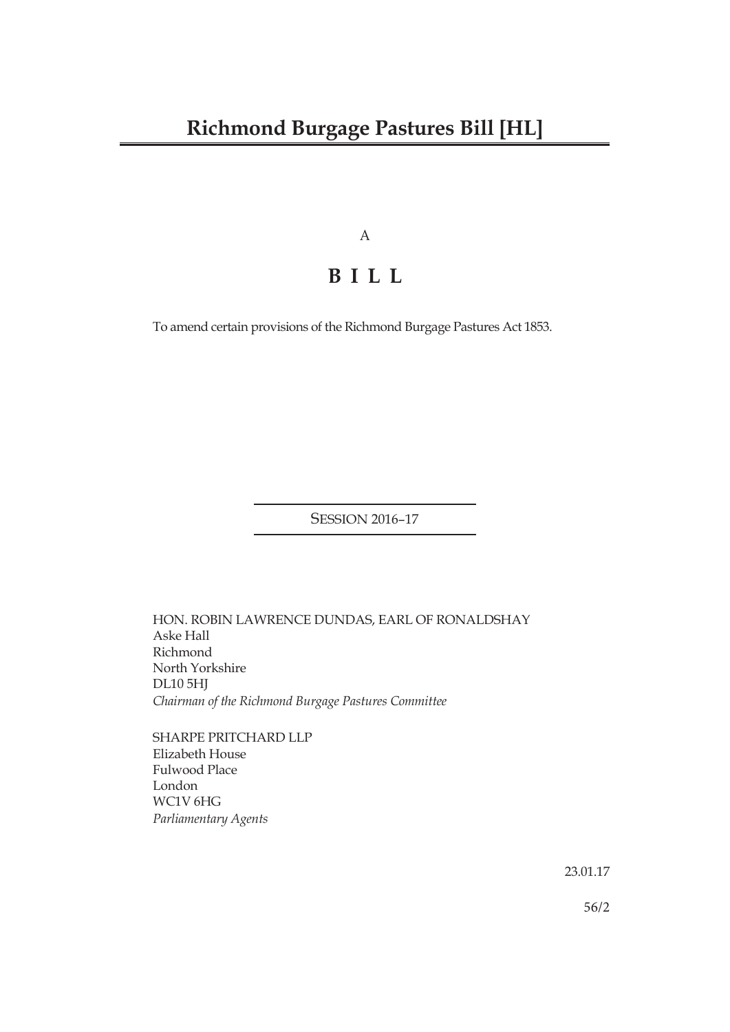# Richmond Burgage Pastures Bill [HL]

A

## B I L L

To amend certain provisions of the Richmond Burgage Pastures Act 1853.

SESSION 2016–17

HON. ROBIN LAWRENCE DUNDAS, EARL OF RONALDSHAY
Aske Hall
Richmond
North Yorkshire
DL10 5HJ
*Chairman of the Richmond Burgage Pastures Committee*

SHARPE PRITCHARD LLP
Elizabeth House
Fulwood Place
London
WC1V 6HG
*Parliamentary Agents*

23.01.17

56/2